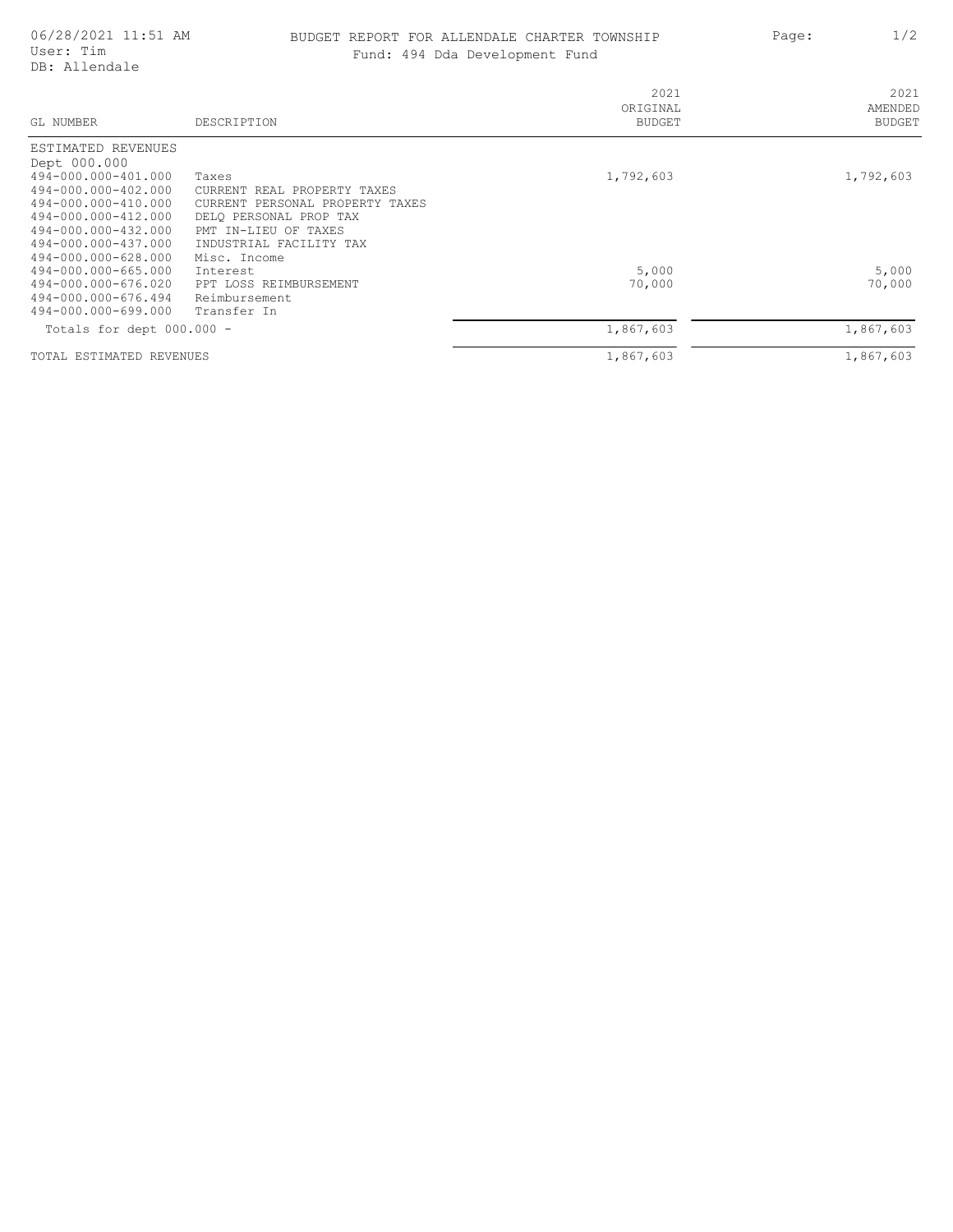06/28/2021 11:51 AM
User: Tim
DB: Allendale

# BUDGET REPORT FOR ALLENDALE CHARTER TOWNSHIP

## Fund: 494 Dda Development Fund

| GL NUMBER | DESCRIPTION | 2021 ORIGINAL BUDGET | 2021 AMENDED BUDGET |
|---|---|---|---|
| ESTIMATED REVENUES | | | |
| Dept 000.000 | | | |
| 494-000.000-401.000 | Taxes | 1,792,603 | 1,792,603 |
| 494-000.000-402.000 | CURRENT REAL PROPERTY TAXES | | |
| 494-000.000-410.000 | CURRENT PERSONAL PROPERTY TAXES | | |
| 494-000.000-412.000 | DELQ PERSONAL PROP TAX | | |
| 494-000.000-432.000 | PMT IN-LIEU OF TAXES | | |
| 494-000.000-437.000 | INDUSTRIAL FACILITY TAX | | |
| 494-000.000-628.000 | Misc. Income | | |
| 494-000.000-665.000 | Interest | 5,000 | 5,000 |
| 494-000.000-676.020 | PPT LOSS REIMBURSEMENT | 70,000 | 70,000 |
| 494-000.000-676.494 | Reimbursement | | |
| 494-000.000-699.000 | Transfer In | | |
| Totals for dept 000.000 - | | 1,867,603 | 1,867,603 |
| TOTAL ESTIMATED REVENUES | | 1,867,603 | 1,867,603 |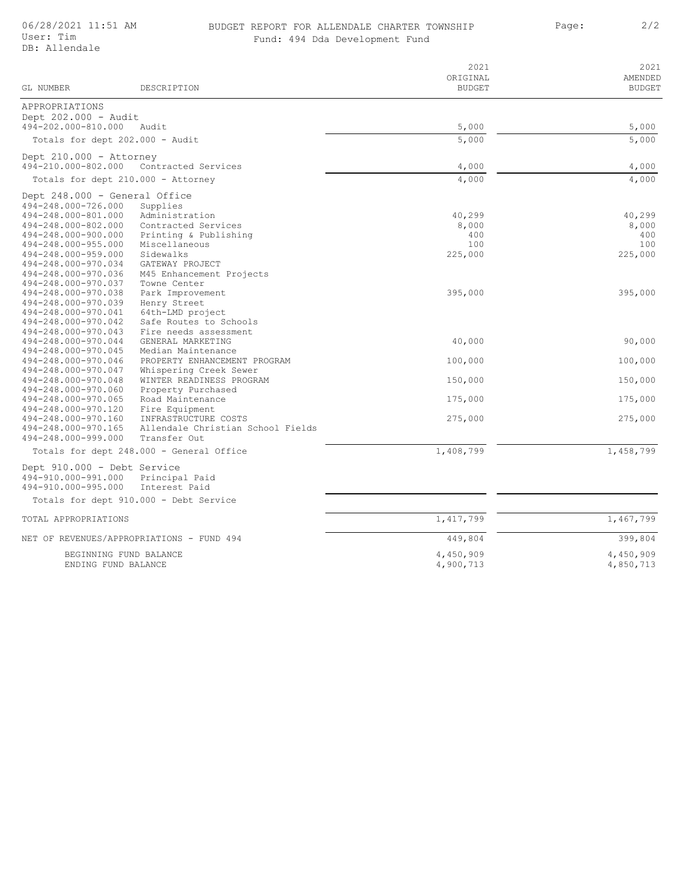BUDGET REPORT FOR ALLENDALE CHARTER TOWNSHIP

Fund: 494 Dda Development Fund

| GL NUMBER | DESCRIPTION | 2021 ORIGINAL BUDGET | 2021 AMENDED BUDGET |
|---|---|---|---|
| APPROPRIATIONS | | | |
| Dept 202.000 - Audit | | | |
| 494-202.000-810.000 | Audit | 5,000 | 5,000 |
| Totals for dept 202.000 - Audit | | 5,000 | 5,000 |
| Dept 210.000 - Attorney | | | |
| 494-210.000-802.000 | Contracted Services | 4,000 | 4,000 |
| Totals for dept 210.000 - Attorney | | 4,000 | 4,000 |
| Dept 248.000 - General Office | | | |
| 494-248.000-726.000 | Supplies | | |
| 494-248.000-801.000 | Administration | 40,299 | 40,299 |
| 494-248.000-802.000 | Contracted Services | 8,000 | 8,000 |
| 494-248.000-900.000 | Printing & Publishing | 400 | 400 |
| 494-248.000-955.000 | Miscellaneous | 100 | 100 |
| 494-248.000-959.000 | Sidewalks | 225,000 | 225,000 |
| 494-248.000-970.034 | GATEWAY PROJECT | | |
| 494-248.000-970.036 | M45 Enhancement Projects | | |
| 494-248.000-970.037 | Towne Center | | |
| 494-248.000-970.038 | Park Improvement | 395,000 | 395,000 |
| 494-248.000-970.039 | Henry Street | | |
| 494-248.000-970.041 | 64th-LMD project | | |
| 494-248.000-970.042 | Safe Routes to Schools | | |
| 494-248.000-970.043 | Fire needs assessment | | |
| 494-248.000-970.044 | GENERAL MARKETING | 40,000 | 90,000 |
| 494-248.000-970.045 | Median Maintenance | | |
| 494-248.000-970.046 | PROPERTY ENHANCEMENT PROGRAM | 100,000 | 100,000 |
| 494-248.000-970.047 | Whispering Creek Sewer | | |
| 494-248.000-970.048 | WINTER READINESS PROGRAM | 150,000 | 150,000 |
| 494-248.000-970.060 | Property Purchased | | |
| 494-248.000-970.065 | Road Maintenance | 175,000 | 175,000 |
| 494-248.000-970.120 | Fire Equipment | | |
| 494-248.000-970.160 | INFRASTRUCTURE COSTS | 275,000 | 275,000 |
| 494-248.000-970.165 | Allendale Christian School Fields | | |
| 494-248.000-999.000 | Transfer Out | | |
| Totals for dept 248.000 - General Office | | 1,408,799 | 1,458,799 |
| Dept 910.000 - Debt Service | | | |
| 494-910.000-991.000 | Principal Paid | | |
| 494-910.000-995.000 | Interest Paid | | |
| Totals for dept 910.000 - Debt Service | | | |
| TOTAL APPROPRIATIONS | | 1,417,799 | 1,467,799 |
| NET OF REVENUES/APPROPRIATIONS - FUND 494 | | 449,804 | 399,804 |
| BEGINNING FUND BALANCE | | 4,450,909 | 4,450,909 |
| ENDING FUND BALANCE | | 4,900,713 | 4,850,713 |